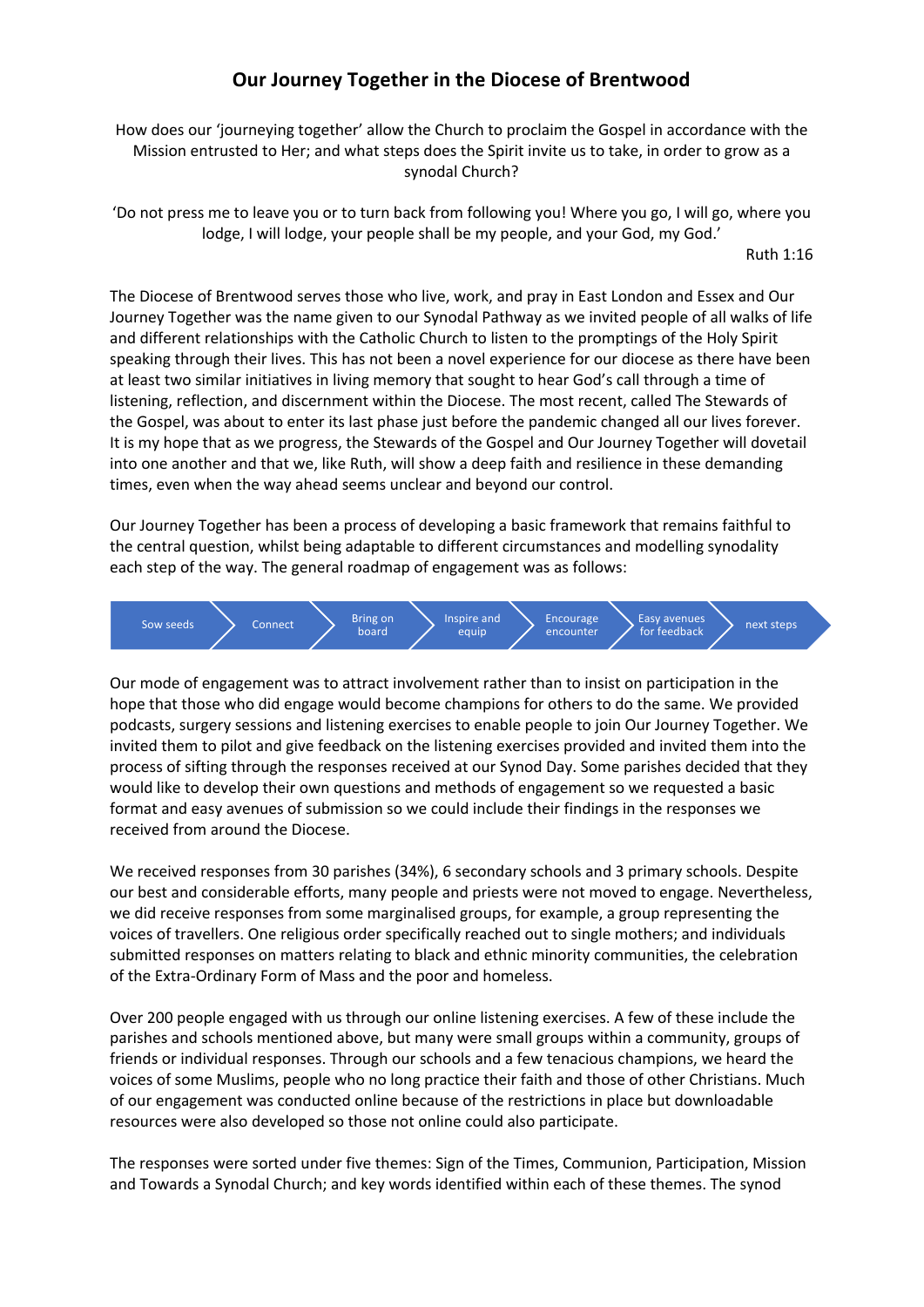# Our Journey Together in the Diocese of Brentwood

How does our 'journeying together' allow the Church to proclaim the Gospel in accordance with the Mission entrusted to Her; and what steps does the Spirit invite us to take, in order to grow as a synodal Church?

'Do not press me to leave you or to turn back from following you! Where you go, I will go, where you lodge, I will lodge, your people shall be my people, and your God, my God.'

Ruth 1:16

The Diocese of Brentwood serves those who live, work, and pray in East London and Essex and Our Journey Together was the name given to our Synodal Pathway as we invited people of all walks of life and different relationships with the Catholic Church to listen to the promptings of the Holy Spirit speaking through their lives. This has not been a novel experience for our diocese as there have been at least two similar initiatives in living memory that sought to hear God's call through a time of listening, reflection, and discernment within the Diocese. The most recent, called The Stewards of the Gospel, was about to enter its last phase just before the pandemic changed all our lives forever. It is my hope that as we progress, the Stewards of the Gospel and Our Journey Together will dovetail into one another and that we, like Ruth, will show a deep faith and resilience in these demanding times, even when the way ahead seems unclear and beyond our control.

Our Journey Together has been a process of developing a basic framework that remains faithful to the central question, whilst being adaptable to different circumstances and modelling synodality each step of the way. The general roadmap of engagement was as follows:

Sow seeds → Connect → Bring on board → Inspire and equip → Encourage encounter → Easy avenues for feedback → next steps

Our mode of engagement was to attract involvement rather than to insist on participation in the hope that those who did engage would become champions for others to do the same. We provided podcasts, surgery sessions and listening exercises to enable people to join Our Journey Together. We invited them to pilot and give feedback on the listening exercises provided and invited them into the process of sifting through the responses received at our Synod Day. Some parishes decided that they would like to develop their own questions and methods of engagement so we requested a basic format and easy avenues of submission so we could include their findings in the responses we received from around the Diocese.

We received responses from 30 parishes (34%), 6 secondary schools and 3 primary schools. Despite our best and considerable efforts, many people and priests were not moved to engage. Nevertheless, we did receive responses from some marginalised groups, for example, a group representing the voices of travellers. One religious order specifically reached out to single mothers; and individuals submitted responses on matters relating to black and ethnic minority communities, the celebration of the Extra-Ordinary Form of Mass and the poor and homeless.

Over 200 people engaged with us through our online listening exercises. A few of these include the parishes and schools mentioned above, but many were small groups within a community, groups of friends or individual responses. Through our schools and a few tenacious champions, we heard the voices of some Muslims, people who no long practice their faith and those of other Christians. Much of our engagement was conducted online because of the restrictions in place but downloadable resources were also developed so those not online could also participate.

The responses were sorted under five themes: Sign of the Times, Communion, Participation, Mission and Towards a Synodal Church; and key words identified within each of these themes. The synod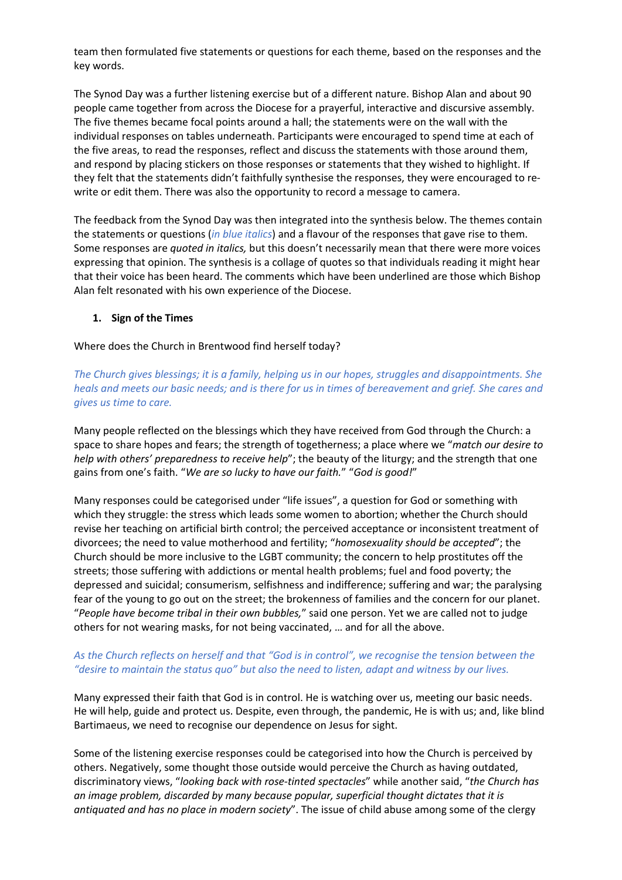team then formulated five statements or questions for each theme, based on the responses and the key words.

The Synod Day was a further listening exercise but of a different nature. Bishop Alan and about 90 people came together from across the Diocese for a prayerful, interactive and discursive assembly. The five themes became focal points around a hall; the statements were on the wall with the individual responses on tables underneath. Participants were encouraged to spend time at each of the five areas, to read the responses, reflect and discuss the statements with those around them, and respond by placing stickers on those responses or statements that they wished to highlight. If they felt that the statements didn't faithfully synthesise the responses, they were encouraged to re-write or edit them. There was also the opportunity to record a message to camera.

The feedback from the Synod Day was then integrated into the synthesis below. The themes contain the statements or questions (*in blue italics*) and a flavour of the responses that gave rise to them. Some responses are *quoted in italics,* but this doesn't necessarily mean that there were more voices expressing that opinion. The synthesis is a collage of quotes so that individuals reading it might hear that their voice has been heard. The comments which have been underlined are those which Bishop Alan felt resonated with his own experience of the Diocese.

1. **Sign of the Times**

Where does the Church in Brentwood find herself today?

*The Church gives blessings; it is a family, helping us in our hopes, struggles and disappointments. She heals and meets our basic needs; and is there for us in times of bereavement and grief. She cares and gives us time to care.*

Many people reflected on the blessings which they have received from God through the Church: a space to share hopes and fears; the strength of togetherness; a place where we "*match our desire to help with others' preparedness to receive help*"; the beauty of the liturgy; and the strength that one gains from one's faith. "*We are so lucky to have our faith.*" "*God is good!*"

Many responses could be categorised under "life issues", a question for God or something with which they struggle: the stress which leads some women to abortion; whether the Church should revise her teaching on artificial birth control; the perceived acceptance or inconsistent treatment of divorcees; the need to value motherhood and fertility; "*homosexuality should be accepted*"; the Church should be more inclusive to the LGBT community; the concern to help prostitutes off the streets; those suffering with addictions or mental health problems; fuel and food poverty; the depressed and suicidal; consumerism, selfishness and indifference; suffering and war; the paralysing fear of the young to go out on the street; the brokenness of families and the concern for our planet. "*People have become tribal in their own bubbles,*" said one person. Yet we are called not to judge others for not wearing masks, for not being vaccinated, … and for all the above.

*As the Church reflects on herself and that "God is in control", we recognise the tension between the "desire to maintain the status quo" but also the need to listen, adapt and witness by our lives.*

Many expressed their faith that God is in control. He is watching over us, meeting our basic needs. He will help, guide and protect us. Despite, even through, the pandemic, He is with us; and, like blind Bartimaeus, we need to recognise our dependence on Jesus for sight.

Some of the listening exercise responses could be categorised into how the Church is perceived by others. Negatively, some thought those outside would perceive the Church as having outdated, discriminatory views, "*looking back with rose-tinted spectacles*" while another said, "*the Church has an image problem, discarded by many because popular, superficial thought dictates that it is antiquated and has no place in modern society*". The issue of child abuse among some of the clergy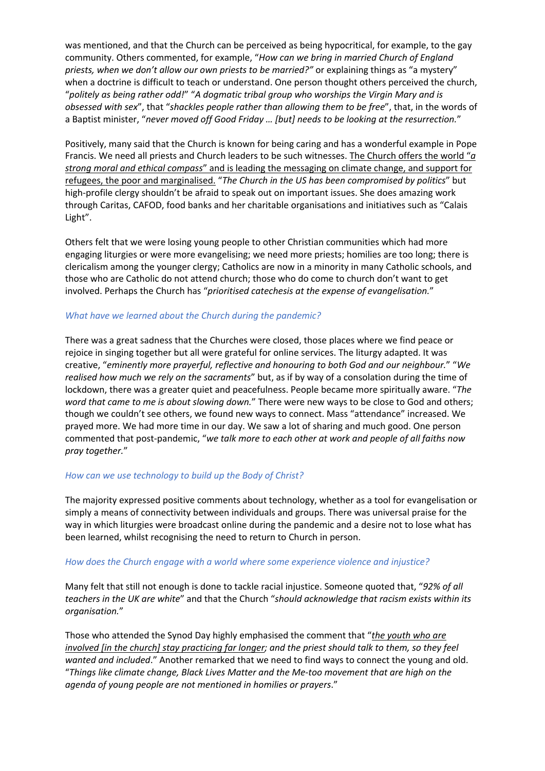was mentioned, and that the Church can be perceived as being hypocritical, for example, to the gay community. Others commented, for example, "*How can we bring in married Church of England priests, when we don't allow our own priests to be married?"* or explaining things as "a mystery" when a doctrine is difficult to teach or understand. One person thought others perceived the church, "*politely as being rather odd!*" "*A dogmatic tribal group who worships the Virgin Mary and is obsessed with sex*", that "*shackles people rather than allowing them to be free*", that, in the words of a Baptist minister, "*never moved off Good Friday … [but] needs to be looking at the resurrection.*"

Positively, many said that the Church is known for being caring and has a wonderful example in Pope Francis. We need all priests and Church leaders to be such witnesses. <u>The Church offers the world "*a strong moral and ethical compass*" and is leading the messaging on climate change, and support for refugees, the poor and marginalised.</u> "*The Church in the US has been compromised by politics*" but high-profile clergy shouldn't be afraid to speak out on important issues. She does amazing work through Caritas, CAFOD, food banks and her charitable organisations and initiatives such as "Calais Light".

Others felt that we were losing young people to other Christian communities which had more engaging liturgies or were more evangelising; we need more priests; homilies are too long; there is clericalism among the younger clergy; Catholics are now in a minority in many Catholic schools, and those who are Catholic do not attend church; those who do come to church don't want to get involved. Perhaps the Church has "*prioritised catechesis at the expense of evangelisation.*"

*What have we learned about the Church during the pandemic?*

There was a great sadness that the Churches were closed, those places where we find peace or rejoice in singing together but all were grateful for online services. The liturgy adapted. It was creative, "*eminently more prayerful, reflective and honouring to both God and our neighbour.*" "*We realised how much we rely on the sacraments*" but, as if by way of a consolation during the time of lockdown, there was a greater quiet and peacefulness. People became more spiritually aware. "*The word that came to me is about slowing down.*" There were new ways to be close to God and others; though we couldn't see others, we found new ways to connect. Mass "attendance" increased. We prayed more. We had more time in our day. We saw a lot of sharing and much good. One person commented that post-pandemic, "*we talk more to each other at work and people of all faiths now pray together.*"

*How can we use technology to build up the Body of Christ?*

The majority expressed positive comments about technology, whether as a tool for evangelisation or simply a means of connectivity between individuals and groups. There was universal praise for the way in which liturgies were broadcast online during the pandemic and a desire not to lose what has been learned, whilst recognising the need to return to Church in person.

*How does the Church engage with a world where some experience violence and injustice?*

Many felt that still not enough is done to tackle racial injustice. Someone quoted that, "*92% of all teachers in the UK are white*" and that the Church "*should acknowledge that racism exists within its organisation.*"

Those who attended the Synod Day highly emphasised the comment that "*<u>the youth who are involved [in the church] stay practicing far longer</u>; and the priest should talk to them, so they feel wanted and included*." Another remarked that we need to find ways to connect the young and old. "*Things like climate change, Black Lives Matter and the Me-too movement that are high on the agenda of young people are not mentioned in homilies or prayers*."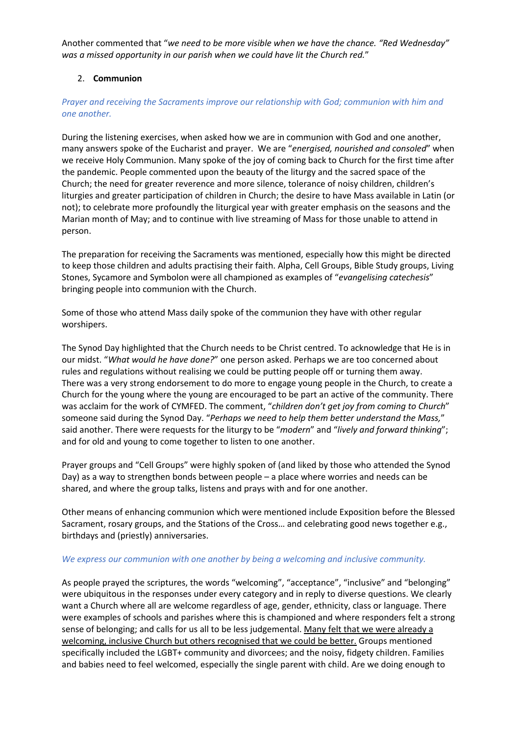Another commented that "*we need to be more visible when we have the chance. "Red Wednesday" was a missed opportunity in our parish when we could have lit the Church red.*"

2. **Communion**

*Prayer and receiving the Sacraments improve our relationship with God; communion with him and one another.*

During the listening exercises, when asked how we are in communion with God and one another, many answers spoke of the Eucharist and prayer. We are "*energised, nourished and consoled*" when we receive Holy Communion. Many spoke of the joy of coming back to Church for the first time after the pandemic. People commented upon the beauty of the liturgy and the sacred space of the Church; the need for greater reverence and more silence, tolerance of noisy children, children's liturgies and greater participation of children in Church; the desire to have Mass available in Latin (or not); to celebrate more profoundly the liturgical year with greater emphasis on the seasons and the Marian month of May; and to continue with live streaming of Mass for those unable to attend in person.

The preparation for receiving the Sacraments was mentioned, especially how this might be directed to keep those children and adults practising their faith. Alpha, Cell Groups, Bible Study groups, Living Stones, Sycamore and Symbolon were all championed as examples of "*evangelising catechesis*" bringing people into communion with the Church.

Some of those who attend Mass daily spoke of the communion they have with other regular worshipers.

The Synod Day highlighted that the Church needs to be Christ centred. To acknowledge that He is in our midst. "*What would he have done?*" one person asked. Perhaps we are too concerned about rules and regulations without realising we could be putting people off or turning them away. There was a very strong endorsement to do more to engage young people in the Church, to create a Church for the young where the young are encouraged to be part an active of the community. There was acclaim for the work of CYMFED. The comment, "*children don't get joy from coming to Church*" someone said during the Synod Day. "*Perhaps we need to help them better understand the Mass,*" said another. There were requests for the liturgy to be "*modern*" and "*lively and forward thinking*"; and for old and young to come together to listen to one another.

Prayer groups and "Cell Groups" were highly spoken of (and liked by those who attended the Synod Day) as a way to strengthen bonds between people – a place where worries and needs can be shared, and where the group talks, listens and prays with and for one another.

Other means of enhancing communion which were mentioned include Exposition before the Blessed Sacrament, rosary groups, and the Stations of the Cross… and celebrating good news together e.g., birthdays and (priestly) anniversaries.

*We express our communion with one another by being a welcoming and inclusive community.*

As people prayed the scriptures, the words "welcoming", "acceptance", "inclusive" and "belonging" were ubiquitous in the responses under every category and in reply to diverse questions. We clearly want a Church where all are welcome regardless of age, gender, ethnicity, class or language. There were examples of schools and parishes where this is championed and where responders felt a strong sense of belonging; and calls for us all to be less judgemental. <u>Many felt that we were already a welcoming, inclusive Church but others recognised that we could be better.</u> Groups mentioned specifically included the LGBT+ community and divorcees; and the noisy, fidgety children. Families and babies need to feel welcomed, especially the single parent with child. Are we doing enough to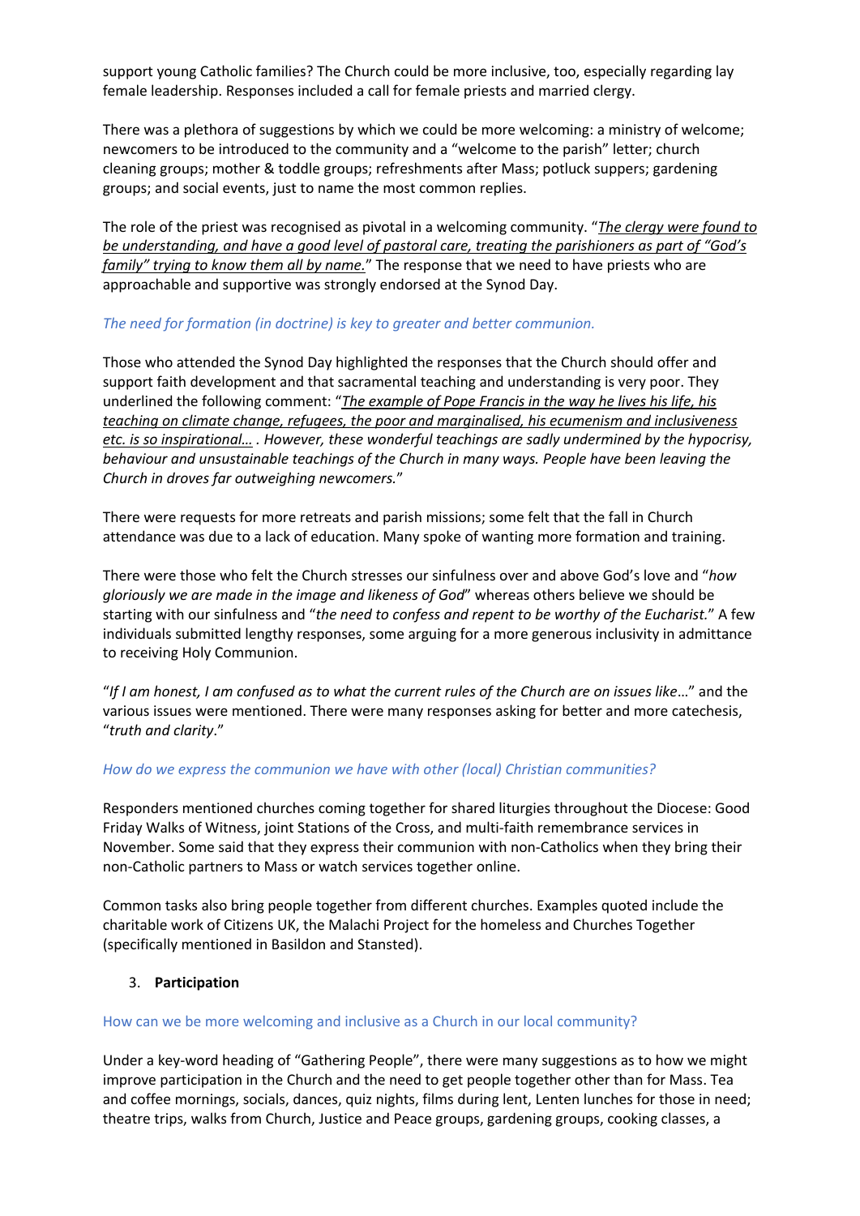support young Catholic families? The Church could be more inclusive, too, especially regarding lay female leadership. Responses included a call for female priests and married clergy.

There was a plethora of suggestions by which we could be more welcoming: a ministry of welcome; newcomers to be introduced to the community and a "welcome to the parish" letter; church cleaning groups; mother & toddle groups; refreshments after Mass; potluck suppers; gardening groups; and social events, just to name the most common replies.

The role of the priest was recognised as pivotal in a welcoming community. "*The clergy were found to be understanding, and have a good level of pastoral care, treating the parishioners as part of "God's family" trying to know them all by name.*" The response that we need to have priests who are approachable and supportive was strongly endorsed at the Synod Day.

*The need for formation (in doctrine) is key to greater and better communion.*

Those who attended the Synod Day highlighted the responses that the Church should offer and support faith development and that sacramental teaching and understanding is very poor. They underlined the following comment: "*The example of Pope Francis in the way he lives his life, his teaching on climate change, refugees, the poor and marginalised, his ecumenism and inclusiveness etc. is so inspirational… . However, these wonderful teachings are sadly undermined by the hypocrisy, behaviour and unsustainable teachings of the Church in many ways. People have been leaving the Church in droves far outweighing newcomers.*"

There were requests for more retreats and parish missions; some felt that the fall in Church attendance was due to a lack of education. Many spoke of wanting more formation and training.

There were those who felt the Church stresses our sinfulness over and above God's love and "*how gloriously we are made in the image and likeness of God*" whereas others believe we should be starting with our sinfulness and "*the need to confess and repent to be worthy of the Eucharist.*" A few individuals submitted lengthy responses, some arguing for a more generous inclusivity in admittance to receiving Holy Communion.

"*If I am honest, I am confused as to what the current rules of the Church are on issues like…*" and the various issues were mentioned. There were many responses asking for better and more catechesis, "*truth and clarity*."

*How do we express the communion we have with other (local) Christian communities?*

Responders mentioned churches coming together for shared liturgies throughout the Diocese: Good Friday Walks of Witness, joint Stations of the Cross, and multi-faith remembrance services in November. Some said that they express their communion with non-Catholics when they bring their non-Catholic partners to Mass or watch services together online.

Common tasks also bring people together from different churches. Examples quoted include the charitable work of Citizens UK, the Malachi Project for the homeless and Churches Together (specifically mentioned in Basildon and Stansted).

3. **Participation**

How can we be more welcoming and inclusive as a Church in our local community?

Under a key-word heading of "Gathering People", there were many suggestions as to how we might improve participation in the Church and the need to get people together other than for Mass. Tea and coffee mornings, socials, dances, quiz nights, films during lent, Lenten lunches for those in need; theatre trips, walks from Church, Justice and Peace groups, gardening groups, cooking classes, a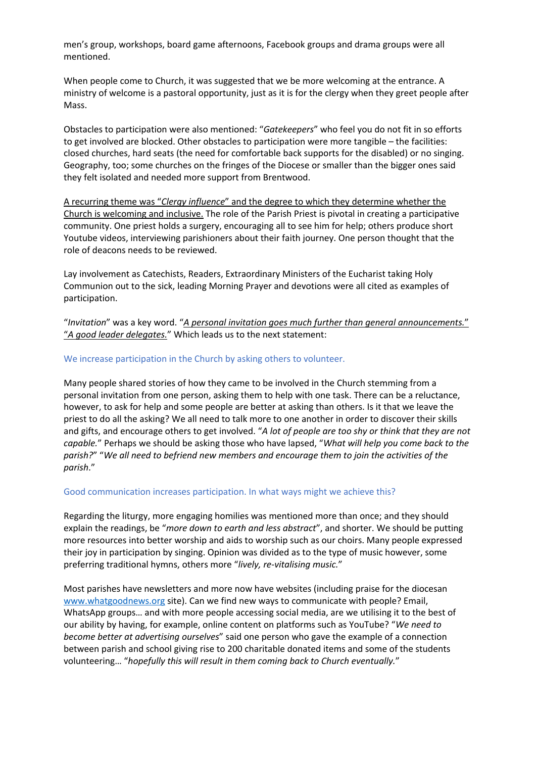men's group, workshops, board game afternoons, Facebook groups and drama groups were all mentioned.

When people come to Church, it was suggested that we be more welcoming at the entrance. A ministry of welcome is a pastoral opportunity, just as it is for the clergy when they greet people after Mass.

Obstacles to participation were also mentioned: "*Gatekeepers*" who feel you do not fit in so efforts to get involved are blocked. Other obstacles to participation were more tangible – the facilities: closed churches, hard seats (the need for comfortable back supports for the disabled) or no singing. Geography, too; some churches on the fringes of the Diocese or smaller than the bigger ones said they felt isolated and needed more support from Brentwood.

<u>A recurring theme was "*Clergy influence*" and the degree to which they determine whether the Church is welcoming and inclusive.</u> The role of the Parish Priest is pivotal in creating a participative community. One priest holds a surgery, encouraging all to see him for help; others produce short Youtube videos, interviewing parishioners about their faith journey. One person thought that the role of deacons needs to be reviewed.

Lay involvement as Catechists, Readers, Extraordinary Ministers of the Eucharist taking Holy Communion out to the sick, leading Morning Prayer and devotions were all cited as examples of participation.

"*Invitation*" was a key word. "<u>*A personal invitation goes much further than general announcements.*</u>" "<u>*A good leader delegates.*</u>" Which leads us to the next statement:

### We increase participation in the Church by asking others to volunteer.

Many people shared stories of how they came to be involved in the Church stemming from a personal invitation from one person, asking them to help with one task. There can be a reluctance, however, to ask for help and some people are better at asking than others. Is it that we leave the priest to do all the asking? We all need to talk more to one another in order to discover their skills and gifts, and encourage others to get involved. "*A lot of people are too shy or think that they are not capable.*" Perhaps we should be asking those who have lapsed, "*What will help you come back to the parish?*" "*We all need to befriend new members and encourage them to join the activities of the parish*."

### Good communication increases participation. In what ways might we achieve this?

Regarding the liturgy, more engaging homilies was mentioned more than once; and they should explain the readings, be "*more down to earth and less abstract*", and shorter. We should be putting more resources into better worship and aids to worship such as our choirs. Many people expressed their joy in participation by singing. Opinion was divided as to the type of music however, some preferring traditional hymns, others more "*lively, re-vitalising music.*"

Most parishes have newsletters and more now have websites (including praise for the diocesan [www.whatgoodnews.org](http://www.whatgoodnews.org) site). Can we find new ways to communicate with people? Email, WhatsApp groups… and with more people accessing social media, are we utilising it to the best of our ability by having, for example, online content on platforms such as YouTube? "*We need to become better at advertising ourselves*" said one person who gave the example of a connection between parish and school giving rise to 200 charitable donated items and some of the students volunteering… "*hopefully this will result in them coming back to Church eventually.*"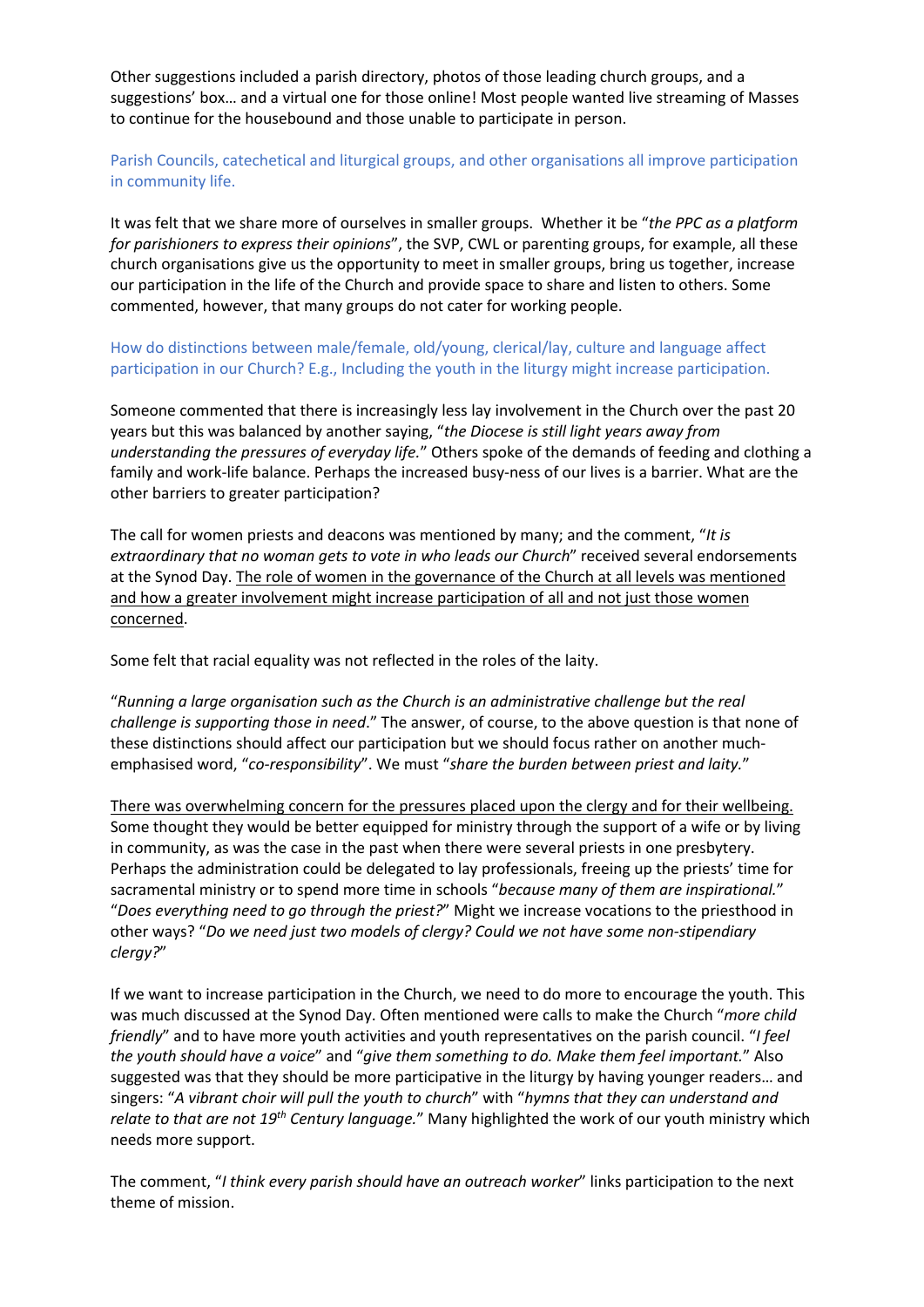Other suggestions included a parish directory, photos of those leading church groups, and a suggestions' box… and a virtual one for those online! Most people wanted live streaming of Masses to continue for the housebound and those unable to participate in person.

### Parish Councils, catechetical and liturgical groups, and other organisations all improve participation in community life.

It was felt that we share more of ourselves in smaller groups. Whether it be "*the PPC as a platform for parishioners to express their opinions*", the SVP, CWL or parenting groups, for example, all these church organisations give us the opportunity to meet in smaller groups, bring us together, increase our participation in the life of the Church and provide space to share and listen to others. Some commented, however, that many groups do not cater for working people.

### How do distinctions between male/female, old/young, clerical/lay, culture and language affect participation in our Church? E.g., Including the youth in the liturgy might increase participation.

Someone commented that there is increasingly less lay involvement in the Church over the past 20 years but this was balanced by another saying, "*the Diocese is still light years away from understanding the pressures of everyday life.*" Others spoke of the demands of feeding and clothing a family and work-life balance. Perhaps the increased busy-ness of our lives is a barrier. What are the other barriers to greater participation?

The call for women priests and deacons was mentioned by many; and the comment, "*It is extraordinary that no woman gets to vote in who leads our Church*" received several endorsements at the Synod Day. <u>The role of women in the governance of the Church at all levels was mentioned and how a greater involvement might increase participation of all and not just those women concerned</u>.

Some felt that racial equality was not reflected in the roles of the laity.

"*Running a large organisation such as the Church is an administrative challenge but the real challenge is supporting those in need*." The answer, of course, to the above question is that none of these distinctions should affect our participation but we should focus rather on another much-emphasised word, "*co-responsibility*". We must "*share the burden between priest and laity.*"

<u>There was overwhelming concern for the pressures placed upon the clergy and for their wellbeing.</u> Some thought they would be better equipped for ministry through the support of a wife or by living in community, as was the case in the past when there were several priests in one presbytery. Perhaps the administration could be delegated to lay professionals, freeing up the priests' time for sacramental ministry or to spend more time in schools "*because many of them are inspirational.*" "*Does everything need to go through the priest?*" Might we increase vocations to the priesthood in other ways? "*Do we need just two models of clergy? Could we not have some non-stipendiary clergy?*"

If we want to increase participation in the Church, we need to do more to encourage the youth. This was much discussed at the Synod Day. Often mentioned were calls to make the Church "*more child friendly*" and to have more youth activities and youth representatives on the parish council. "*I feel the youth should have a voice*" and "*give them something to do. Make them feel important.*" Also suggested was that they should be more participative in the liturgy by having younger readers… and singers: "*A vibrant choir will pull the youth to church*" with "*hymns that they can understand and relate to that are not 19th Century language.*" Many highlighted the work of our youth ministry which needs more support.

The comment, "*I think every parish should have an outreach worker*" links participation to the next theme of mission.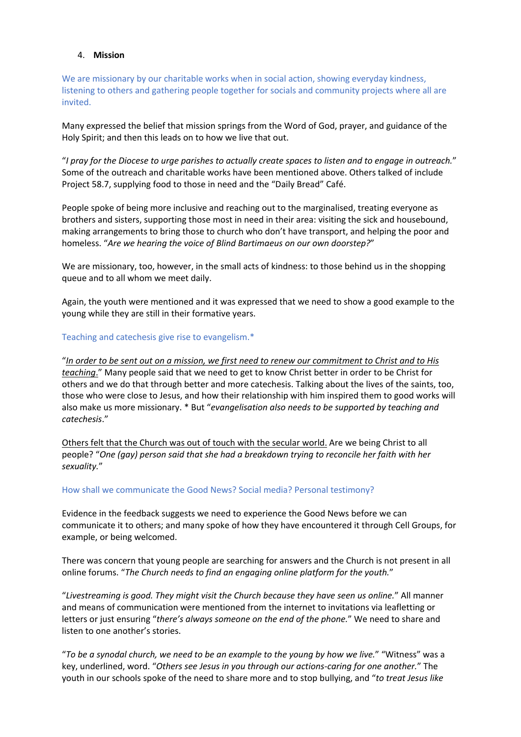4. **Mission**

We are missionary by our charitable works when in social action, showing everyday kindness, listening to others and gathering people together for socials and community projects where all are invited.

Many expressed the belief that mission springs from the Word of God, prayer, and guidance of the Holy Spirit; and then this leads on to how we live that out.

"*I pray for the Diocese to urge parishes to actually create spaces to listen and to engage in outreach.*" Some of the outreach and charitable works have been mentioned above. Others talked of include Project 58.7, supplying food to those in need and the "Daily Bread" Café.

People spoke of being more inclusive and reaching out to the marginalised, treating everyone as brothers and sisters, supporting those most in need in their area: visiting the sick and housebound, making arrangements to bring those to church who don't have transport, and helping the poor and homeless. "*Are we hearing the voice of Blind Bartimaeus on our own doorstep?*"

We are missionary, too, however, in the small acts of kindness: to those behind us in the shopping queue and to all whom we meet daily.

Again, the youth were mentioned and it was expressed that we need to show a good example to the young while they are still in their formative years.

Teaching and catechesis give rise to evangelism.*

"*<u>In order to be sent out on a mission, we first need to renew our commitment to Christ and to His teaching</u>.*" Many people said that we need to get to know Christ better in order to be Christ for others and we do that through better and more catechesis. Talking about the lives of the saints, too, those who were close to Jesus, and how their relationship with him inspired them to good works will also make us more missionary. * But "*evangelisation also needs to be supported by teaching and catechesis*."

<u>Others felt that the Church was out of touch with the secular world.</u> Are we being Christ to all people? "*One (gay) person said that she had a breakdown trying to reconcile her faith with her sexuality.*"

How shall we communicate the Good News? Social media? Personal testimony?

Evidence in the feedback suggests we need to experience the Good News before we can communicate it to others; and many spoke of how they have encountered it through Cell Groups, for example, or being welcomed.

There was concern that young people are searching for answers and the Church is not present in all online forums. "*The Church needs to find an engaging online platform for the youth.*"

"*Livestreaming is good. They might visit the Church because they have seen us online.*" All manner and means of communication were mentioned from the internet to invitations via leafletting or letters or just ensuring "*there's always someone on the end of the phone.*" We need to share and listen to one another's stories.

"*To be a synodal church, we need to be an example to the young by how we live.*" "Witness" was a key, underlined, word. "*Others see Jesus in you through our actions-caring for one another.*" The youth in our schools spoke of the need to share more and to stop bullying, and "*to treat Jesus like*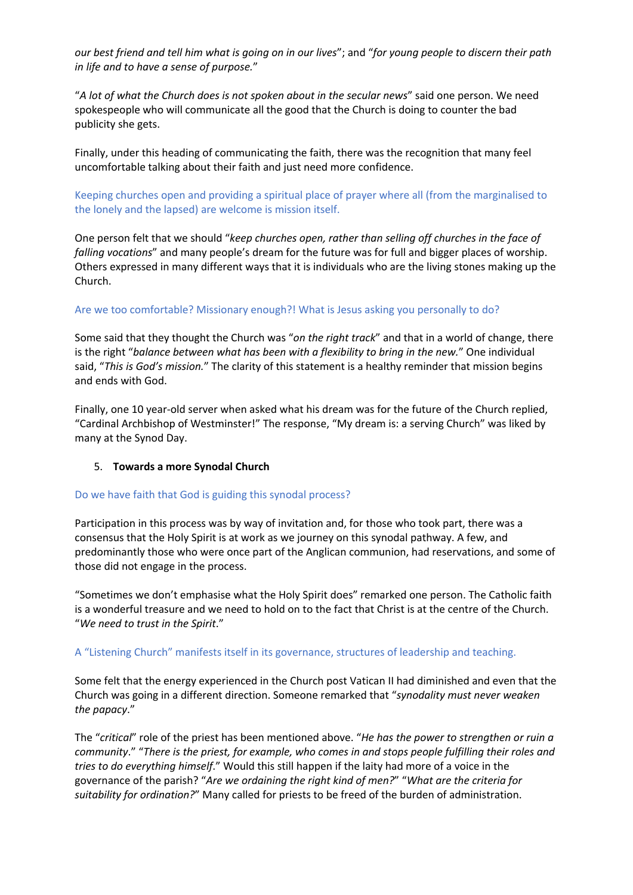*our best friend and tell him what is going on in our lives*"; and "*for young people to discern their path in life and to have a sense of purpose.*"

"*A lot of what the Church does is not spoken about in the secular news*" said one person. We need spokespeople who will communicate all the good that the Church is doing to counter the bad publicity she gets.

Finally, under this heading of communicating the faith, there was the recognition that many feel uncomfortable talking about their faith and just need more confidence.

Keeping churches open and providing a spiritual place of prayer where all (from the marginalised to the lonely and the lapsed) are welcome is mission itself.

One person felt that we should "*keep churches open, rather than selling off churches in the face of falling vocations*" and many people's dream for the future was for full and bigger places of worship. Others expressed in many different ways that it is individuals who are the living stones making up the Church.

Are we too comfortable? Missionary enough?! What is Jesus asking you personally to do?

Some said that they thought the Church was "*on the right track*" and that in a world of change, there is the right "*balance between what has been with a flexibility to bring in the new.*" One individual said, "*This is God's mission.*" The clarity of this statement is a healthy reminder that mission begins and ends with God.

Finally, one 10 year-old server when asked what his dream was for the future of the Church replied, "Cardinal Archbishop of Westminster!" The response, "My dream is: a serving Church" was liked by many at the Synod Day.

5. **Towards a more Synodal Church**

Do we have faith that God is guiding this synodal process?

Participation in this process was by way of invitation and, for those who took part, there was a consensus that the Holy Spirit is at work as we journey on this synodal pathway. A few, and predominantly those who were once part of the Anglican communion, had reservations, and some of those did not engage in the process.

"Sometimes we don't emphasise what the Holy Spirit does" remarked one person. The Catholic faith is a wonderful treasure and we need to hold on to the fact that Christ is at the centre of the Church. "*We need to trust in the Spirit*."

A "Listening Church" manifests itself in its governance, structures of leadership and teaching.

Some felt that the energy experienced in the Church post Vatican II had diminished and even that the Church was going in a different direction. Someone remarked that "*synodality must never weaken the papacy*."

The "*critical*" role of the priest has been mentioned above. "*He has the power to strengthen or ruin a community*." "*There is the priest, for example, who comes in and stops people fulfilling their roles and tries to do everything himself*." Would this still happen if the laity had more of a voice in the governance of the parish? "*Are we ordaining the right kind of men?*" "*What are the criteria for suitability for ordination?*" Many called for priests to be freed of the burden of administration.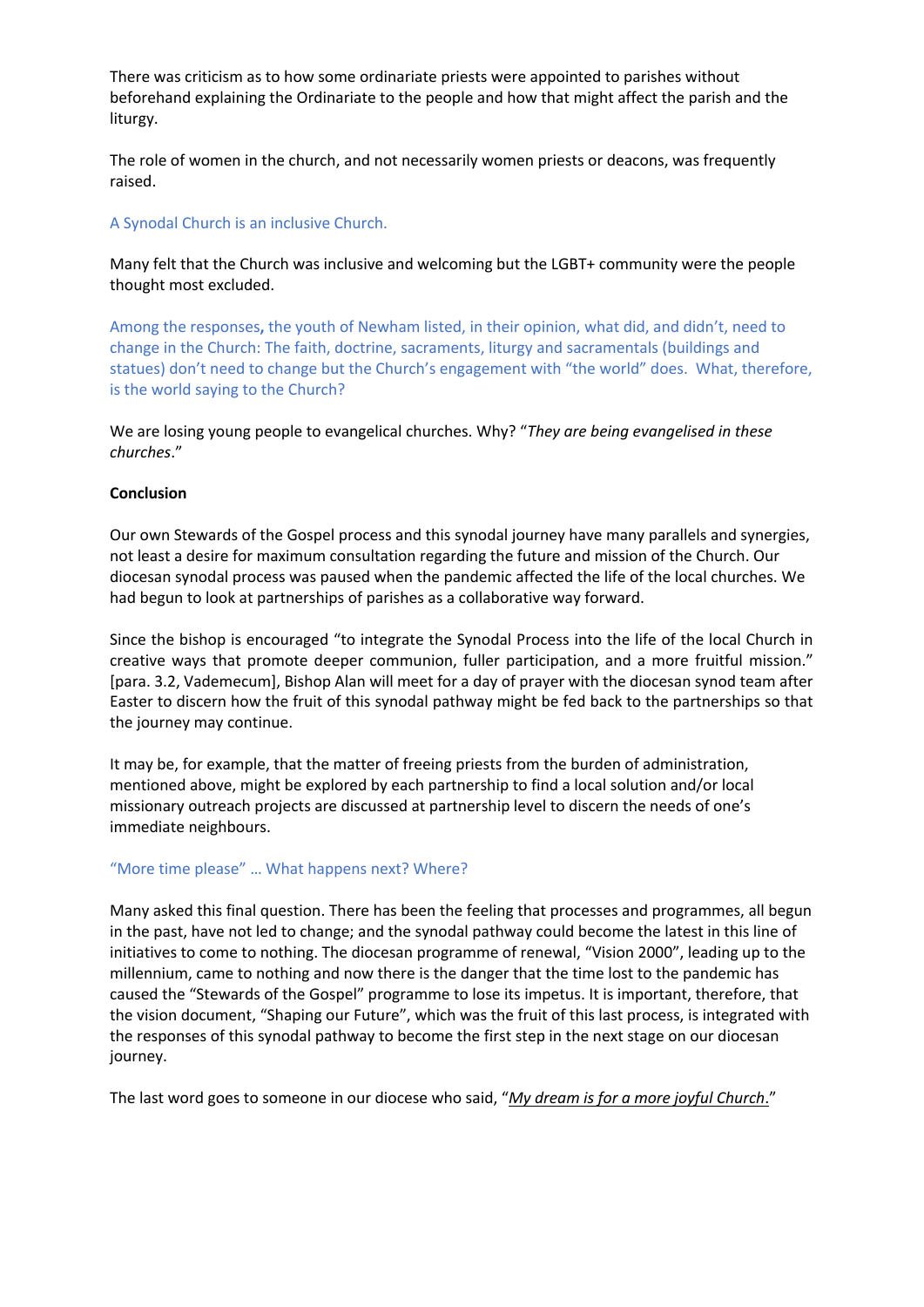There was criticism as to how some ordinariate priests were appointed to parishes without beforehand explaining the Ordinariate to the people and how that might affect the parish and the liturgy.

The role of women in the church, and not necessarily women priests or deacons, was frequently raised.

A Synodal Church is an inclusive Church.

Many felt that the Church was inclusive and welcoming but the LGBT+ community were the people thought most excluded.

Among the responses**,** the youth of Newham listed, in their opinion, what did, and didn't, need to change in the Church: The faith, doctrine, sacraments, liturgy and sacramentals (buildings and statues) don't need to change but the Church's engagement with "the world" does. What, therefore, is the world saying to the Church?

We are losing young people to evangelical churches. Why? "*They are being evangelised in these churches*."

**Conclusion**

Our own Stewards of the Gospel process and this synodal journey have many parallels and synergies, not least a desire for maximum consultation regarding the future and mission of the Church. Our diocesan synodal process was paused when the pandemic affected the life of the local churches. We had begun to look at partnerships of parishes as a collaborative way forward.

Since the bishop is encouraged "to integrate the Synodal Process into the life of the local Church in creative ways that promote deeper communion, fuller participation, and a more fruitful mission." [para. 3.2, Vademecum], Bishop Alan will meet for a day of prayer with the diocesan synod team after Easter to discern how the fruit of this synodal pathway might be fed back to the partnerships so that the journey may continue.

It may be, for example, that the matter of freeing priests from the burden of administration, mentioned above, might be explored by each partnership to find a local solution and/or local missionary outreach projects are discussed at partnership level to discern the needs of one's immediate neighbours.

"More time please" … What happens next? Where?

Many asked this final question. There has been the feeling that processes and programmes, all begun in the past, have not led to change; and the synodal pathway could become the latest in this line of initiatives to come to nothing. The diocesan programme of renewal, "Vision 2000", leading up to the millennium, came to nothing and now there is the danger that the time lost to the pandemic has caused the "Stewards of the Gospel" programme to lose its impetus. It is important, therefore, that the vision document, "Shaping our Future", which was the fruit of this last process, is integrated with the responses of this synodal pathway to become the first step in the next stage on our diocesan journey.

The last word goes to someone in our diocese who said, "*My dream is for a more joyful Church*."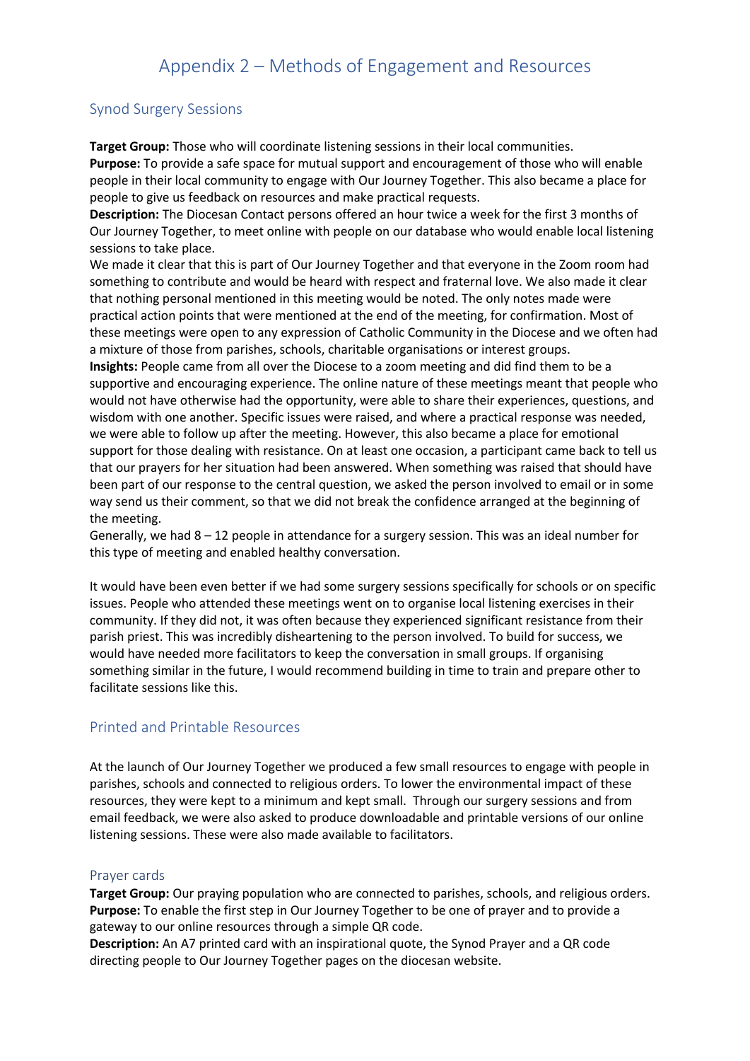# Appendix 2 – Methods of Engagement and Resources

## Synod Surgery Sessions

**Target Group:** Those who will coordinate listening sessions in their local communities.
**Purpose:** To provide a safe space for mutual support and encouragement of those who will enable people in their local community to engage with Our Journey Together. This also became a place for people to give us feedback on resources and make practical requests.
**Description:** The Diocesan Contact persons offered an hour twice a week for the first 3 months of Our Journey Together, to meet online with people on our database who would enable local listening sessions to take place.
We made it clear that this is part of Our Journey Together and that everyone in the Zoom room had something to contribute and would be heard with respect and fraternal love. We also made it clear that nothing personal mentioned in this meeting would be noted. The only notes made were practical action points that were mentioned at the end of the meeting, for confirmation. Most of these meetings were open to any expression of Catholic Community in the Diocese and we often had a mixture of those from parishes, schools, charitable organisations or interest groups.
**Insights:** People came from all over the Diocese to a zoom meeting and did find them to be a supportive and encouraging experience. The online nature of these meetings meant that people who would not have otherwise had the opportunity, were able to share their experiences, questions, and wisdom with one another. Specific issues were raised, and where a practical response was needed, we were able to follow up after the meeting. However, this also became a place for emotional support for those dealing with resistance. On at least one occasion, a participant came back to tell us that our prayers for her situation had been answered. When something was raised that should have been part of our response to the central question, we asked the person involved to email or in some way send us their comment, so that we did not break the confidence arranged at the beginning of the meeting.
Generally, we had 8 – 12 people in attendance for a surgery session. This was an ideal number for this type of meeting and enabled healthy conversation.

It would have been even better if we had some surgery sessions specifically for schools or on specific issues. People who attended these meetings went on to organise local listening exercises in their community. If they did not, it was often because they experienced significant resistance from their parish priest. This was incredibly disheartening to the person involved. To build for success, we would have needed more facilitators to keep the conversation in small groups. If organising something similar in the future, I would recommend building in time to train and prepare other to facilitate sessions like this.

## Printed and Printable Resources

At the launch of Our Journey Together we produced a few small resources to engage with people in parishes, schools and connected to religious orders. To lower the environmental impact of these resources, they were kept to a minimum and kept small. Through our surgery sessions and from email feedback, we were also asked to produce downloadable and printable versions of our online listening sessions. These were also made available to facilitators.

### Prayer cards

**Target Group:** Our praying population who are connected to parishes, schools, and religious orders.
**Purpose:** To enable the first step in Our Journey Together to be one of prayer and to provide a gateway to our online resources through a simple QR code.
**Description:** An A7 printed card with an inspirational quote, the Synod Prayer and a QR code directing people to Our Journey Together pages on the diocesan website.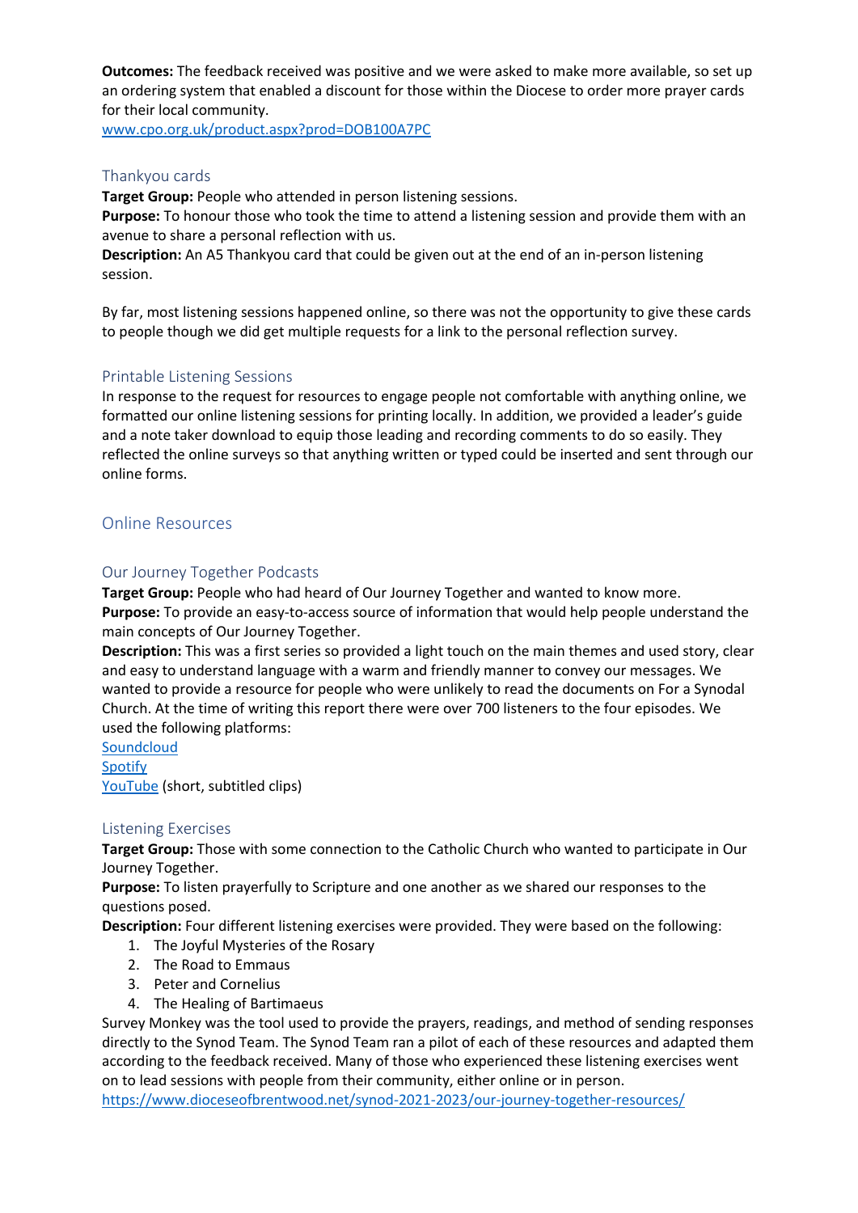**Outcomes:** The feedback received was positive and we were asked to make more available, so set up an ordering system that enabled a discount for those within the Diocese to order more prayer cards for their local community.
[www.cpo.org.uk/product.aspx?prod=DOB100A7PC](http://www.cpo.org.uk/product.aspx?prod=DOB100A7PC)

### Thankyou cards

**Target Group:** People who attended in person listening sessions.
**Purpose:** To honour those who took the time to attend a listening session and provide them with an avenue to share a personal reflection with us.
**Description:** An A5 Thankyou card that could be given out at the end of an in-person listening session.

By far, most listening sessions happened online, so there was not the opportunity to give these cards to people though we did get multiple requests for a link to the personal reflection survey.

### Printable Listening Sessions

In response to the request for resources to engage people not comfortable with anything online, we formatted our online listening sessions for printing locally. In addition, we provided a leader's guide and a note taker download to equip those leading and recording comments to do so easily. They reflected the online surveys so that anything written or typed could be inserted and sent through our online forms.

## Online Resources

### Our Journey Together Podcasts

**Target Group:** People who had heard of Our Journey Together and wanted to know more.
**Purpose:** To provide an easy-to-access source of information that would help people understand the main concepts of Our Journey Together.
**Description:** This was a first series so provided a light touch on the main themes and used story, clear and easy to understand language with a warm and friendly manner to convey our messages. We wanted to provide a resource for people who were unlikely to read the documents on For a Synodal Church. At the time of writing this report there were over 700 listeners to the four episodes. We used the following platforms:
Soundcloud
Spotify
YouTube (short, subtitled clips)

### Listening Exercises

**Target Group:** Those with some connection to the Catholic Church who wanted to participate in Our Journey Together.
**Purpose:** To listen prayerfully to Scripture and one another as we shared our responses to the questions posed.
**Description:** Four different listening exercises were provided. They were based on the following:

1. The Joyful Mysteries of the Rosary
2. The Road to Emmaus
3. Peter and Cornelius
4. The Healing of Bartimaeus

Survey Monkey was the tool used to provide the prayers, readings, and method of sending responses directly to the Synod Team. The Synod Team ran a pilot of each of these resources and adapted them according to the feedback received. Many of those who experienced these listening exercises went on to lead sessions with people from their community, either online or in person.
[https://www.dioceseofbrentwood.net/synod-2021-2023/our-journey-together-resources/](https://www.dioceseofbrentwood.net/synod-2021-2023/our-journey-together-resources/)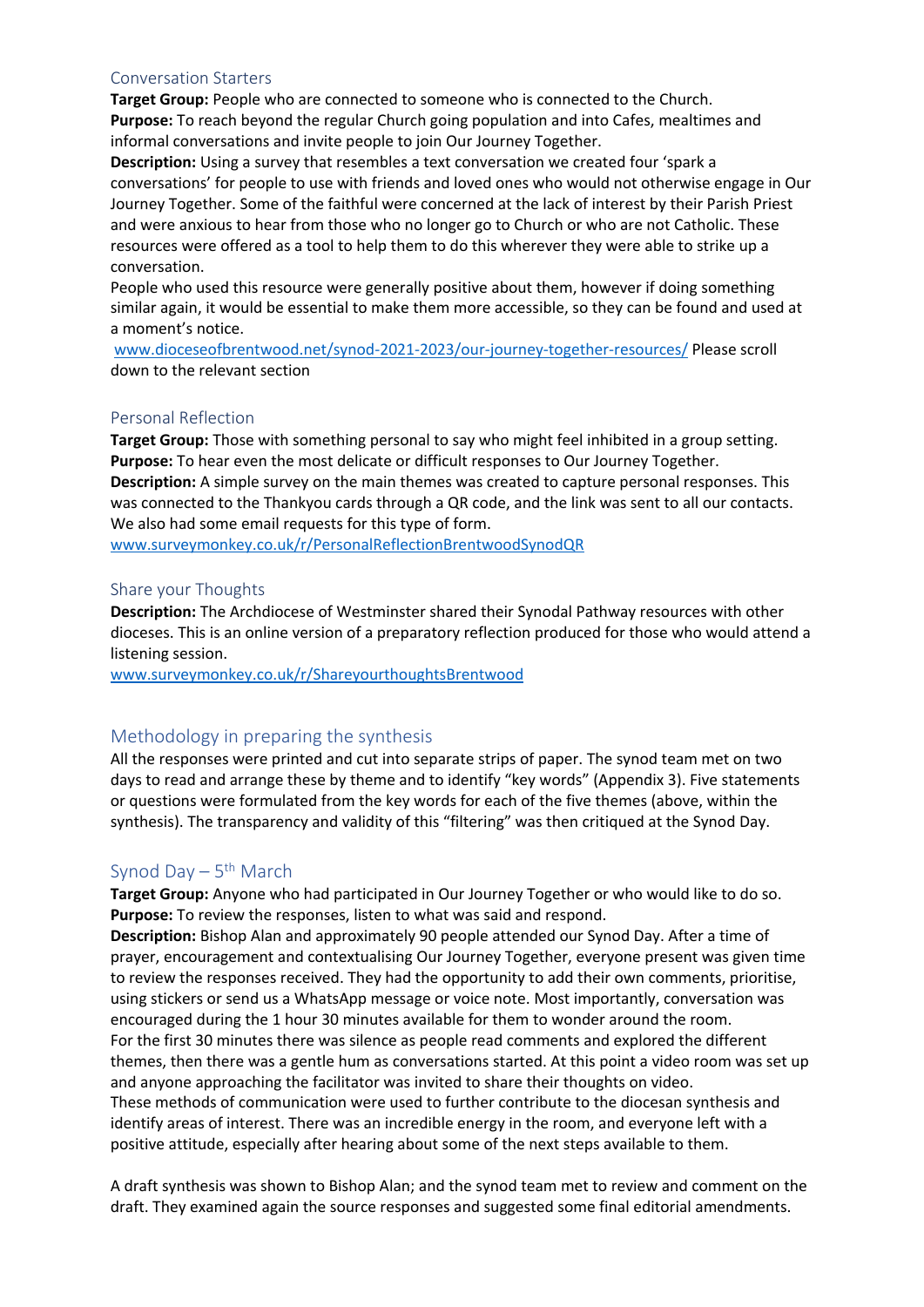### Conversation Starters

**Target Group:** People who are connected to someone who is connected to the Church.
**Purpose:** To reach beyond the regular Church going population and into Cafes, mealtimes and informal conversations and invite people to join Our Journey Together.
**Description:** Using a survey that resembles a text conversation we created four 'spark a conversations' for people to use with friends and loved ones who would not otherwise engage in Our Journey Together. Some of the faithful were concerned at the lack of interest by their Parish Priest and were anxious to hear from those who no longer go to Church or who are not Catholic. These resources were offered as a tool to help them to do this wherever they were able to strike up a conversation.
People who used this resource were generally positive about them, however if doing something similar again, it would be essential to make them more accessible, so they can be found and used at a moment's notice.
www.dioceseofbrentwood.net/synod-2021-2023/our-journey-together-resources/ Please scroll down to the relevant section

### Personal Reflection

**Target Group:** Those with something personal to say who might feel inhibited in a group setting.
**Purpose:** To hear even the most delicate or difficult responses to Our Journey Together.
**Description:** A simple survey on the main themes was created to capture personal responses. This was connected to the Thankyou cards through a QR code, and the link was sent to all our contacts. We also had some email requests for this type of form.
www.surveymonkey.co.uk/r/PersonalReflectionBrentwoodSynodQR

### Share your Thoughts

**Description:** The Archdiocese of Westminster shared their Synodal Pathway resources with other dioceses. This is an online version of a preparatory reflection produced for those who would attend a listening session.
www.surveymonkey.co.uk/r/ShareyourthoughtsBrentwood

## Methodology in preparing the synthesis

All the responses were printed and cut into separate strips of paper. The synod team met on two days to read and arrange these by theme and to identify "key words" (Appendix 3). Five statements or questions were formulated from the key words for each of the five themes (above, within the synthesis). The transparency and validity of this "filtering" was then critiqued at the Synod Day.

## Synod Day – 5th March

**Target Group:** Anyone who had participated in Our Journey Together or who would like to do so.
**Purpose:** To review the responses, listen to what was said and respond.
**Description:** Bishop Alan and approximately 90 people attended our Synod Day. After a time of prayer, encouragement and contextualising Our Journey Together, everyone present was given time to review the responses received. They had the opportunity to add their own comments, prioritise, using stickers or send us a WhatsApp message or voice note. Most importantly, conversation was encouraged during the 1 hour 30 minutes available for them to wonder around the room.
For the first 30 minutes there was silence as people read comments and explored the different themes, then there was a gentle hum as conversations started. At this point a video room was set up and anyone approaching the facilitator was invited to share their thoughts on video.
These methods of communication were used to further contribute to the diocesan synthesis and identify areas of interest. There was an incredible energy in the room, and everyone left with a positive attitude, especially after hearing about some of the next steps available to them.

A draft synthesis was shown to Bishop Alan; and the synod team met to review and comment on the draft. They examined again the source responses and suggested some final editorial amendments.